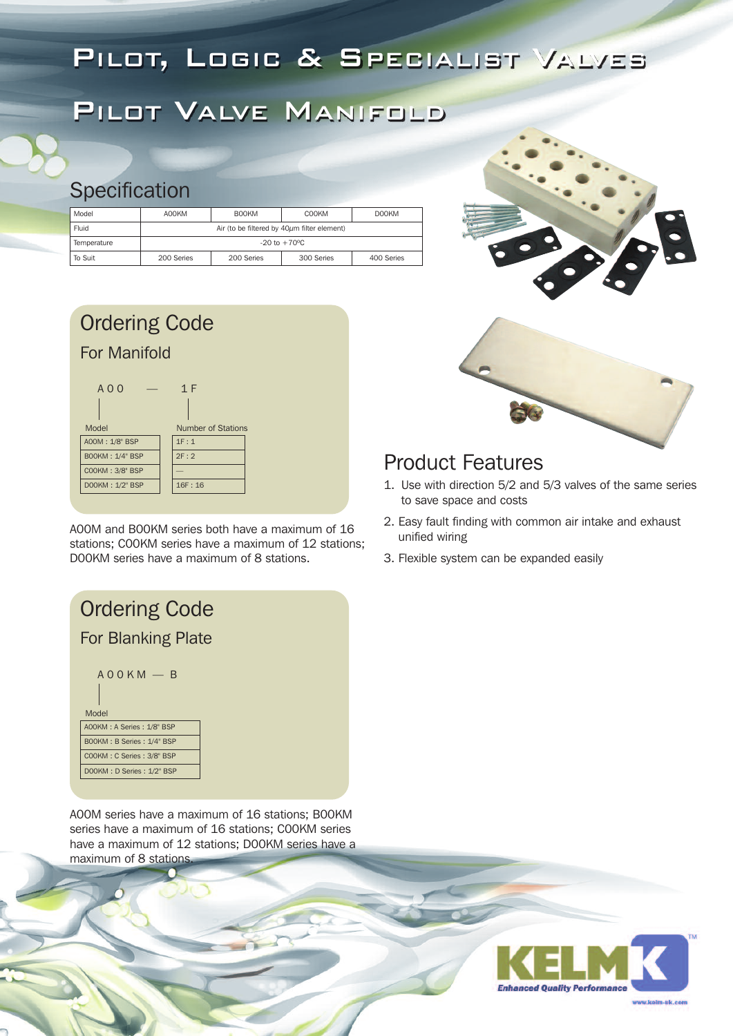# Pilot, Logic & Specialist Valves

# Pilot Valve Manifold

## Specification

| Model | A00KM | B00KM | C00KM | D00KM |
|---|---|---|---|---|
| Fluid | Air (to be filtered by 40μm filter element) | | | |
| Temperature | -20 to +70ºC | | | |
| To Suit | 200 Series | 200 Series | 300 Series | 400 Series |

## Ordering Code

### For Manifold

A00 — 1F

| Model |
|---|
| A00M : 1/8" BSP |
| B00KM : 1/4" BSP |
| C00KM : 3/8" BSP |
| D00KM : 1/2" BSP |

| Number of Stations |
|---|
| 1F : 1 |
| 2F : 2 |
| — |
| 16F : 16 |

A00M and B00KM series both have a maximum of 16 stations; C00KM series have a maximum of 12 stations; D00KM series have a maximum of 8 stations.

## Ordering Code

### For Blanking Plate

A00KM — B

| Model |
|---|
| A00KM : A Series : 1/8" BSP |
| B00KM : B Series : 1/4" BSP |
| C00KM : C Series : 3/8" BSP |
| D00KM : D Series : 1/2" BSP |

A00M series have a maximum of 16 stations; B00KM series have a maximum of 16 stations; C00KM series have a maximum of 12 stations; D00KM series have a maximum of 8 stations.

## Product Features

1. Use with direction 5/2 and 5/3 valves of the same series to save space and costs
2. Easy fault finding with common air intake and exhaust unified wiring
3. Flexible system can be expanded easily

KELM™ Enhanced Quality Performance

www.kelm-uk.com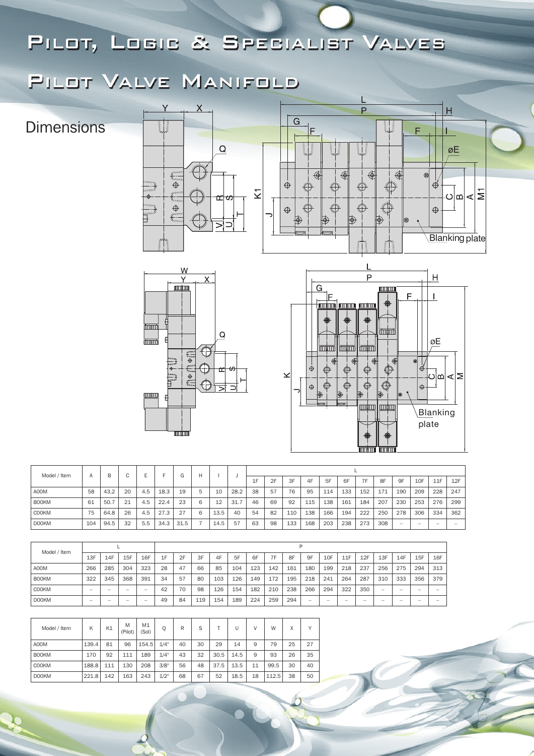# Pilot, Logic & Specialist Valves

## Pilot Valve Manifold

### Dimensions

| Model / Item | A | B | C | E | F | G | H | I | J | L | | | | | | | | | | | |
|---|---|---|---|---|---|---|---|---|---|---|---|---|---|---|---|---|---|---|---|---|---|
| | | | | | | | | | | 1F | 2F | 3F | 4F | 5F | 6F | 7F | 8F | 9F | 10F | 11F | 12F |
| A00M | 58 | 43.2 | 20 | 4.5 | 18.3 | 19 | 5 | 10 | 28.2 | 38 | 57 | 76 | 95 | 114 | 133 | 152 | 171 | 190 | 209 | 228 | 247 |
| B00KM | 61 | 50.7 | 21 | 4.5 | 22.4 | 23 | 6 | 12 | 31.7 | 46 | 69 | 92 | 115 | 138 | 161 | 184 | 207 | 230 | 253 | 276 | 299 |
| C00KM | 75 | 64.8 | 26 | 4.5 | 27.3 | 27 | 6 | 13.5 | 40 | 54 | 82 | 110 | 138 | 166 | 194 | 222 | 250 | 278 | 306 | 334 | 362 |
| D00KM | 104 | 94.5 | 32 | 5.5 | 34.3 | 31.5 | 7 | 14.5 | 57 | 63 | 98 | 133 | 168 | 203 | 238 | 273 | 308 | – | – | – | – |

| Model / Item | L | | | | P | | | | | | | | | | | | | | | |
|---|---|---|---|---|---|---|---|---|---|---|---|---|---|---|---|---|---|---|---|---|
| | 13F | 14F | 15F | 16F | 1F | 2F | 3F | 4F | 5F | 6F | 7F | 8F | 9F | 10F | 11F | 12F | 13F | 14F | 15F | 16F |
| A00M | 266 | 285 | 304 | 323 | 28 | 47 | 66 | 85 | 104 | 123 | 142 | 161 | 180 | 199 | 218 | 237 | 256 | 275 | 294 | 313 |
| B00KM | 322 | 345 | 368 | 391 | 34 | 57 | 80 | 103 | 126 | 149 | 172 | 195 | 218 | 241 | 264 | 287 | 310 | 333 | 356 | 379 |
| C00KM | – | – | – | – | 42 | 70 | 98 | 126 | 154 | 182 | 210 | 238 | 266 | 294 | 322 | 350 | – | – | – | – |
| D00KM | – | – | – | – | 49 | 84 | 119 | 154 | 189 | 224 | 259 | 294 | – | – | – | – | – | – | – | – |

| Model / Item | K | K1 | M (Pilot) | M1 (Sol) | Q | R | S | T | U | V | W | X | Y |
|---|---|---|---|---|---|---|---|---|---|---|---|---|---|
| A00M | 139.4 | 81 | 96 | 154.5 | 1/4" | 40 | 30 | 29 | 14 | 9 | 79 | 25 | 27 |
| B00KM | 170 | 92 | 111 | 189 | 1/4" | 43 | 32 | 30.5 | 14.5 | 9 | 93 | 26 | 35 |
| C00KM | 188.8 | 111 | 130 | 208 | 3/8" | 56 | 48 | 37.5 | 13.5 | 11 | 99.5 | 30 | 40 |
| D00KM | 221.8 | 142 | 163 | 243 | 1/2" | 68 | 67 | 52 | 18.5 | 18 | 112.5 | 38 | 50 |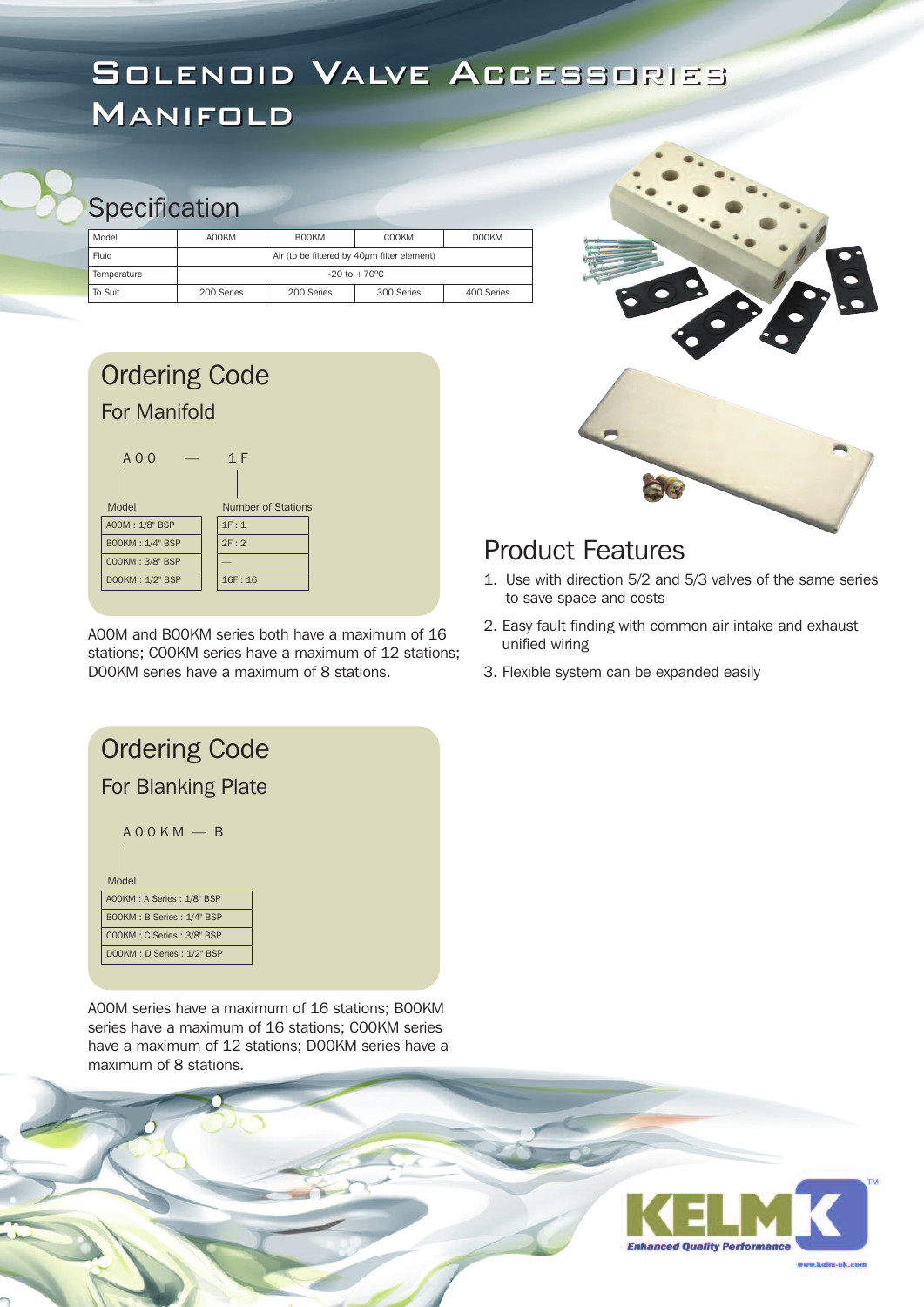# Solenoid Valve Accessories
# Manifold

## Specification

| Model | A00KM | B00KM | C00KM | D00KM |
|---|---|---|---|---|
| Fluid | Air (to be filtered by 40μm filter element) | | | |
| Temperature | -20 to +70ºC | | | |
| To Suit | 200 Series | 200 Series | 300 Series | 400 Series |

## Ordering Code

### For Manifold

A00 — 1F

| Model |
|---|
| A00M : 1/8" BSP |
| B00KM : 1/4" BSP |
| C00KM : 3/8" BSP |
| D00KM : 1/2" BSP |

| Number of Stations |
|---|
| 1F : 1 |
| 2F : 2 |
| — |
| 16F : 16 |

A00M and B00KM series both have a maximum of 16 stations; C00KM series have a maximum of 12 stations; D00KM series have a maximum of 8 stations.

## Ordering Code

### For Blanking Plate

A00KM — B

| Model |
|---|
| A00KM : A Series : 1/8" BSP |
| B00KM : B Series : 1/4" BSP |
| C00KM : C Series : 3/8" BSP |
| D00KM : D Series : 1/2" BSP |

A00M series have a maximum of 16 stations; B00KM series have a maximum of 16 stations; C00KM series have a maximum of 12 stations; D00KM series have a maximum of 8 stations.

## Product Features

1. Use with direction 5/2 and 5/3 valves of the same series to save space and costs
2. Easy fault finding with common air intake and exhaust unified wiring
3. Flexible system can be expanded easily

KELMK™ Enhanced Quality Performance

www.kelm-uk.com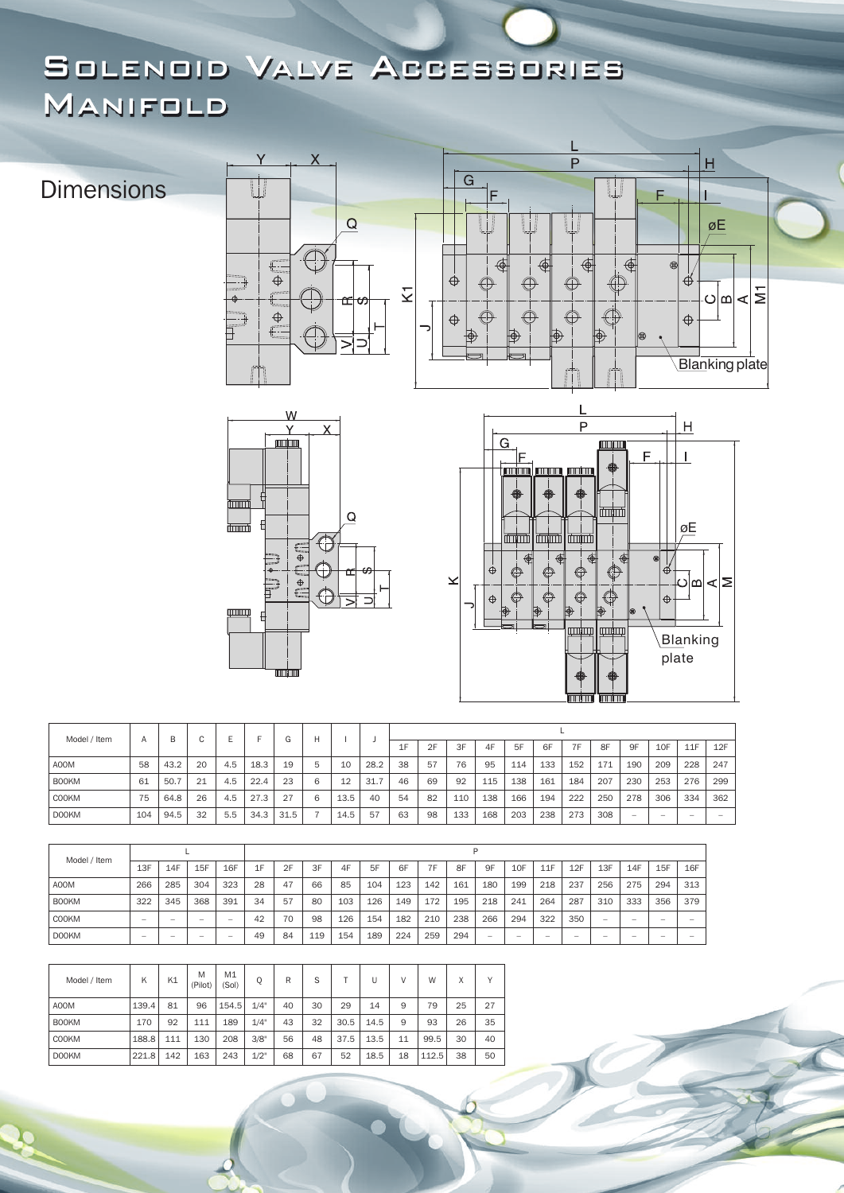# Solenoid Valve Accessories
# Manifold

## Dimensions

Blanking plate

Blanking plate

| Model / Item | A | B | C | E | F | G | H | I | J | L | | | | | | | | | | | |
|---|---|---|---|---|---|---|---|---|---|---|---|---|---|---|---|---|---|---|---|---|---|
| | | | | | | | | | | 1F | 2F | 3F | 4F | 5F | 6F | 7F | 8F | 9F | 10F | 11F | 12F |
| A00M | 58 | 43.2 | 20 | 4.5 | 18.3 | 19 | 5 | 10 | 28.2 | 38 | 57 | 76 | 95 | 114 | 133 | 152 | 171 | 190 | 209 | 228 | 247 |
| B00KM | 61 | 50.7 | 21 | 4.5 | 22.4 | 23 | 6 | 12 | 31.7 | 46 | 69 | 92 | 115 | 138 | 161 | 184 | 207 | 230 | 253 | 276 | 299 |
| C00KM | 75 | 64.8 | 26 | 4.5 | 27.3 | 27 | 6 | 13.5 | 40 | 54 | 82 | 110 | 138 | 166 | 194 | 222 | 250 | 278 | 306 | 334 | 362 |
| D00KM | 104 | 94.5 | 32 | 5.5 | 34.3 | 31.5 | 7 | 14.5 | 57 | 63 | 98 | 133 | 168 | 203 | 238 | 273 | 308 | – | – | – | – |

| Model / Item | L | | | | P | | | | | | | | | | | | | | | |
|---|---|---|---|---|---|---|---|---|---|---|---|---|---|---|---|---|---|---|---|---|
| | 13F | 14F | 15F | 16F | 1F | 2F | 3F | 4F | 5F | 6F | 7F | 8F | 9F | 10F | 11F | 12F | 13F | 14F | 15F | 16F |
| A00M | 266 | 285 | 304 | 323 | 28 | 47 | 66 | 85 | 104 | 123 | 142 | 161 | 180 | 199 | 218 | 237 | 256 | 275 | 294 | 313 |
| B00KM | 322 | 345 | 368 | 391 | 34 | 57 | 80 | 103 | 126 | 149 | 172 | 195 | 218 | 241 | 264 | 287 | 310 | 333 | 356 | 379 |
| C00KM | – | – | – | – | 42 | 70 | 98 | 126 | 154 | 182 | 210 | 238 | 266 | 294 | 322 | 350 | – | – | – | – |
| D00KM | – | – | – | – | 49 | 84 | 119 | 154 | 189 | 224 | 259 | 294 | – | – | – | – | – | – | – | – |

| Model / Item | K | K1 | M (Pilot) | M1 (Sol) | Q | R | S | T | U | V | W | X | Y |
|---|---|---|---|---|---|---|---|---|---|---|---|---|---|
| A00M | 139.4 | 81 | 96 | 154.5 | 1/4" | 40 | 30 | 29 | 14 | 9 | 79 | 25 | 27 |
| B00KM | 170 | 92 | 111 | 189 | 1/4" | 43 | 32 | 30.5 | 14.5 | 9 | 93 | 26 | 35 |
| C00KM | 188.8 | 111 | 130 | 208 | 3/8" | 56 | 48 | 37.5 | 13.5 | 11 | 99.5 | 30 | 40 |
| D00KM | 221.8 | 142 | 163 | 243 | 1/2" | 68 | 67 | 52 | 18.5 | 18 | 112.5 | 38 | 50 |